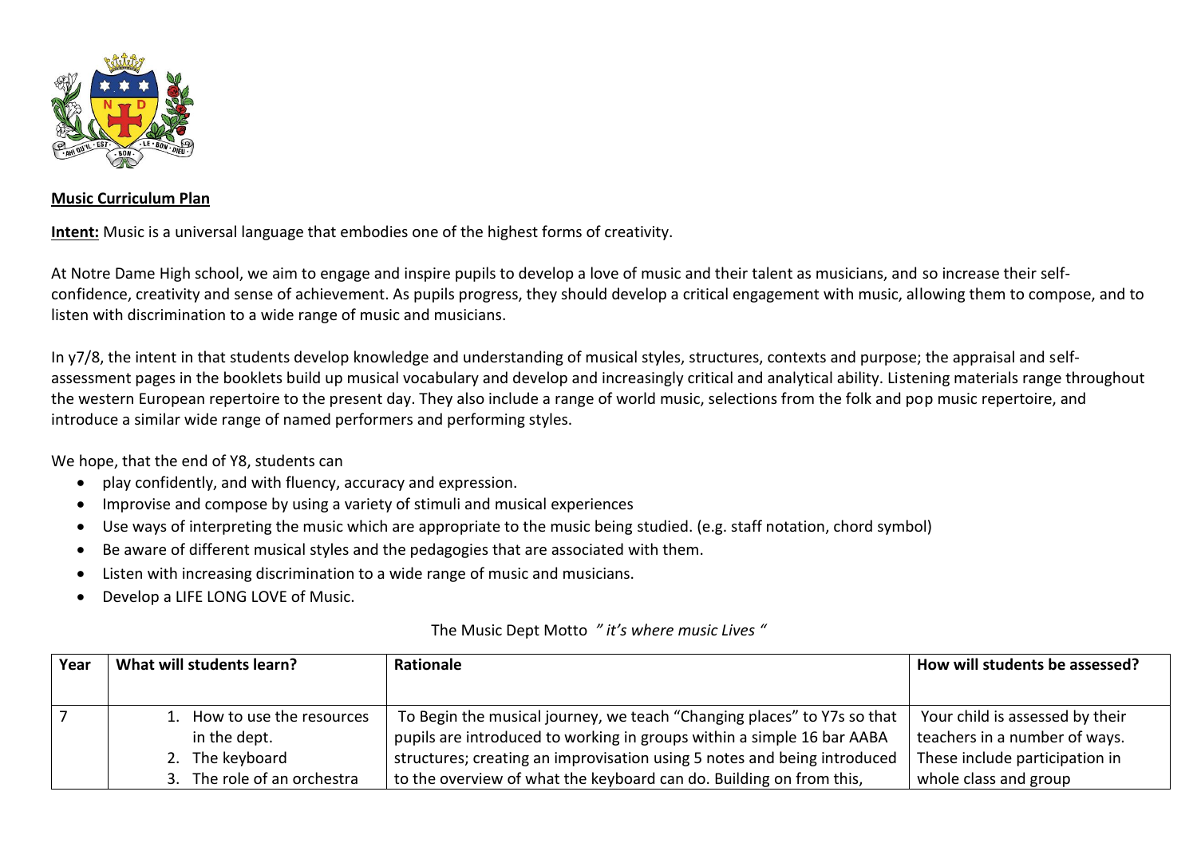**Music Curriculum Plan**

**Intent:** Music is a universal language that embodies one of the highest forms of creativity.

At Notre Dame High school, we aim to engage and inspire pupils to develop a love of music and their talent as musicians, and so increase their self-confidence, creativity and sense of achievement. As pupils progress, they should develop a critical engagement with music, allowing them to compose, and to listen with discrimination to a wide range of music and musicians.

In y7/8, the intent in that students develop knowledge and understanding of musical styles, structures, contexts and purpose; the appraisal and self-assessment pages in the booklets build up musical vocabulary and develop and increasingly critical and analytical ability. Listening materials range throughout the western European repertoire to the present day. They also include a range of world music, selections from the folk and pop music repertoire, and introduce a similar wide range of named performers and performing styles.

We hope, that the end of Y8, students can

- play confidently, and with fluency, accuracy and expression.
- Improvise and compose by using a variety of stimuli and musical experiences
- Use ways of interpreting the music which are appropriate to the music being studied. (e.g. staff notation, chord symbol)
- Be aware of different musical styles and the pedagogies that are associated with them.
- Listen with increasing discrimination to a wide range of music and musicians.
- Develop a LIFE LONG LOVE of Music.

The Music Dept Motto *" it's where music Lives "*

| Year | What will students learn? | Rationale | How will students be assessed? |
|---|---|---|---|
| 7 | 1. How to use the resources in the dept.<br>2. The keyboard<br>3. The role of an orchestra | To Begin the musical journey, we teach "Changing places" to Y7s so that pupils are introduced to working in groups within a simple 16 bar AABA structures; creating an improvisation using 5 notes and being introduced to the overview of what the keyboard can do. Building on from this, | Your child is assessed by their teachers in a number of ways. These include participation in whole class and group |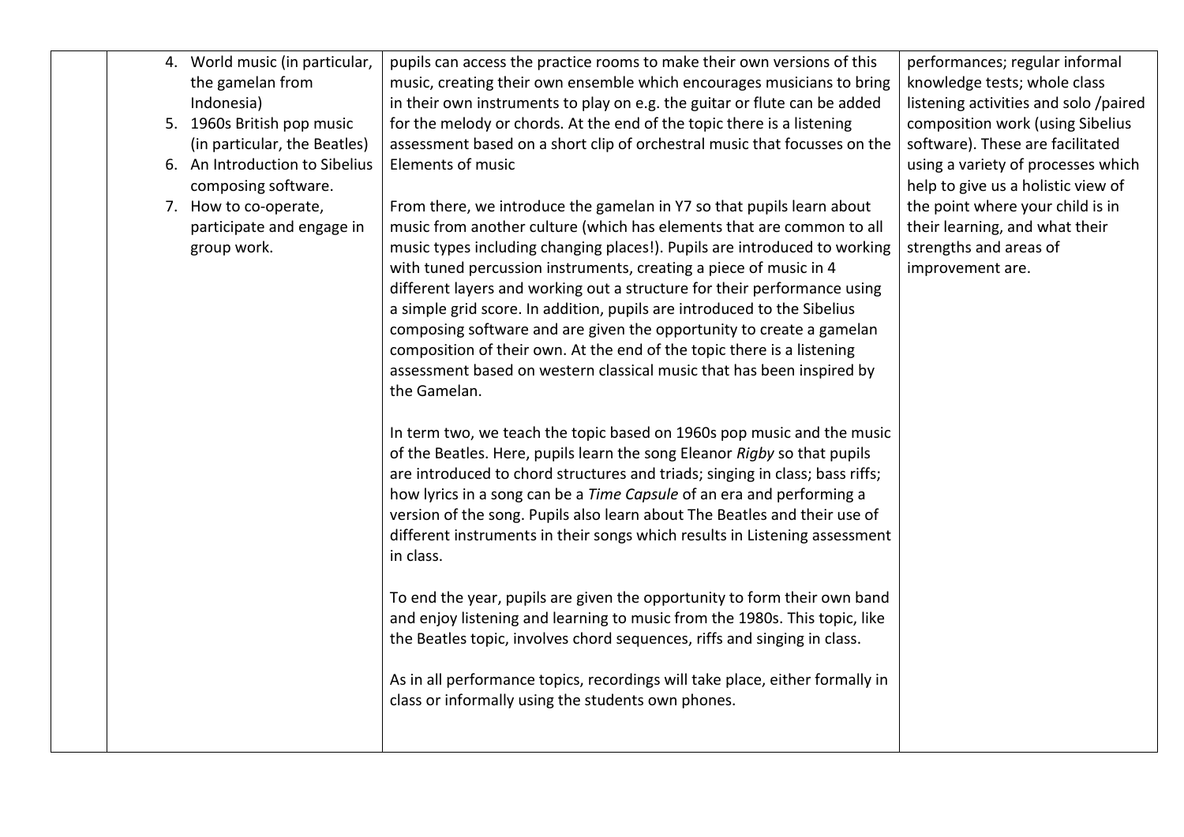| | | | |
|---|---|---|---|
| | 4. World music (in particular, the gamelan from Indonesia)<br>5. 1960s British pop music (in particular, the Beatles)<br>6. An Introduction to Sibelius composing software.<br>7. How to co-operate, participate and engage in group work. | pupils can access the practice rooms to make their own versions of this music, creating their own ensemble which encourages musicians to bring in their own instruments to play on e.g. the guitar or flute can be added for the melody or chords. At the end of the topic there is a listening assessment based on a short clip of orchestral music that focusses on the Elements of music<br><br>From there, we introduce the gamelan in Y7 so that pupils learn about music from another culture (which has elements that are common to all music types including changing places!). Pupils are introduced to working with tuned percussion instruments, creating a piece of music in 4 different layers and working out a structure for their performance using a simple grid score. In addition, pupils are introduced to the Sibelius composing software and are given the opportunity to create a gamelan composition of their own. At the end of the topic there is a listening assessment based on western classical music that has been inspired by the Gamelan.<br><br>In term two, we teach the topic based on 1960s pop music and the music of the Beatles. Here, pupils learn the song Eleanor *Rigby* so that pupils are introduced to chord structures and triads; singing in class; bass riffs; how lyrics in a song can be a *Time Capsule* of an era and performing a version of the song. Pupils also learn about The Beatles and their use of different instruments in their songs which results in Listening assessment in class.<br><br>To end the year, pupils are given the opportunity to form their own band and enjoy listening and learning to music from the 1980s. This topic, like the Beatles topic, involves chord sequences, riffs and singing in class.<br><br>As in all performance topics, recordings will take place, either formally in class or informally using the students own phones. | performances; regular informal knowledge tests; whole class listening activities and solo /paired composition work (using Sibelius software). These are facilitated using a variety of processes which help to give us a holistic view of the point where your child is in their learning, and what their strengths and areas of improvement are. |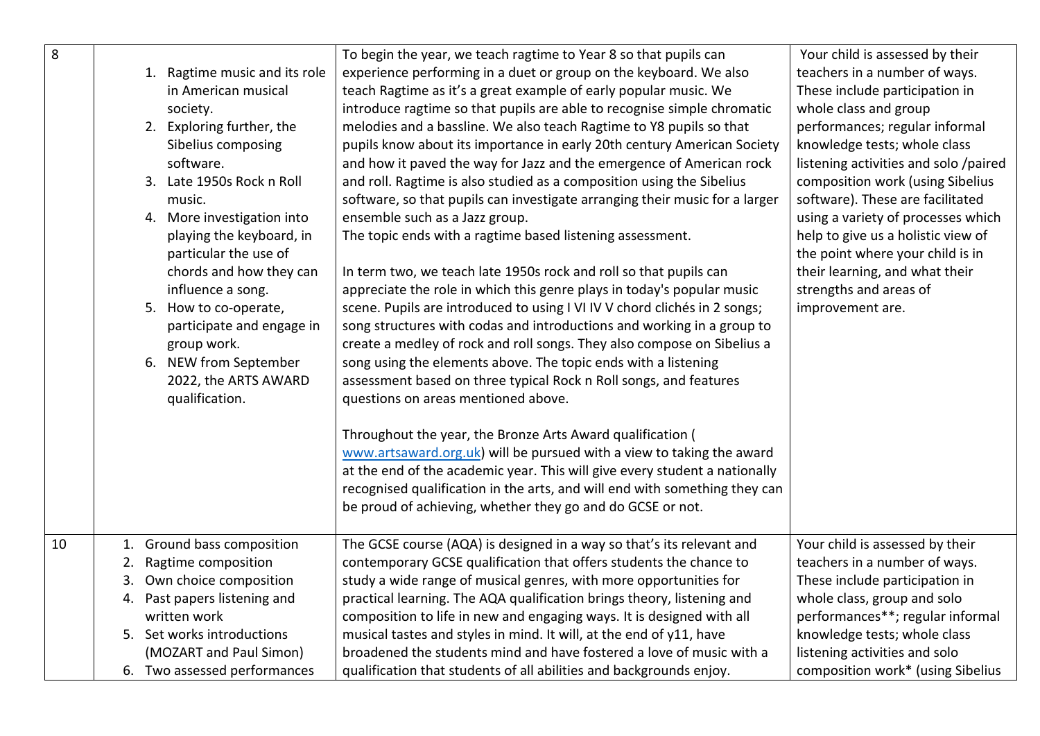| | | | |
|---|---|---|---|
| 8 | 1. Ragtime music and its role in American musical society.<br>2. Exploring further, the Sibelius composing software.<br>3. Late 1950s Rock n Roll music.<br>4. More investigation into playing the keyboard, in particular the use of chords and how they can influence a song.<br>5. How to co-operate, participate and engage in group work.<br>6. NEW from September 2022, the ARTS AWARD qualification. | To begin the year, we teach ragtime to Year 8 so that pupils can experience performing in a duet or group on the keyboard. We also teach Ragtime as it's a great example of early popular music. We introduce ragtime so that pupils are able to recognise simple chromatic melodies and a bassline. We also teach Ragtime to Y8 pupils so that pupils know about its importance in early 20th century American Society and how it paved the way for Jazz and the emergence of American rock and roll. Ragtime is also studied as a composition using the Sibelius software, so that pupils can investigate arranging their music for a larger ensemble such as a Jazz group.<br>The topic ends with a ragtime based listening assessment.<br><br>In term two, we teach late 1950s rock and roll so that pupils can appreciate the role in which this genre plays in today's popular music scene. Pupils are introduced to using I VI IV V chord clichés in 2 songs; song structures with codas and introductions and working in a group to create a medley of rock and roll songs. They also compose on Sibelius a song using the elements above. The topic ends with a listening assessment based on three typical Rock n Roll songs, and features questions on areas mentioned above.<br><br>Throughout the year, the Bronze Arts Award qualification ( www.artsaward.org.uk) will be pursued with a view to taking the award at the end of the academic year. This will give every student a nationally recognised qualification in the arts, and will end with something they can be proud of achieving, whether they go and do GCSE or not. | Your child is assessed by their teachers in a number of ways. These include participation in whole class and group performances; regular informal knowledge tests; whole class listening activities and solo /paired composition work (using Sibelius software). These are facilitated using a variety of processes which help to give us a holistic view of the point where your child is in their learning, and what their strengths and areas of improvement are. |
| 10 | 1. Ground bass composition<br>2. Ragtime composition<br>3. Own choice composition<br>4. Past papers listening and written work<br>5. Set works introductions (MOZART and Paul Simon)<br>6. Two assessed performances | The GCSE course (AQA) is designed in a way so that's its relevant and contemporary GCSE qualification that offers students the chance to study a wide range of musical genres, with more opportunities for practical learning. The AQA qualification brings theory, listening and composition to life in new and engaging ways. It is designed with all musical tastes and styles in mind. It will, at the end of y11, have broadened the students mind and have fostered a love of music with a qualification that students of all abilities and backgrounds enjoy. | Your child is assessed by their teachers in a number of ways. These include participation in whole class, group and solo performances**; regular informal knowledge tests; whole class listening activities and solo composition work* (using Sibelius |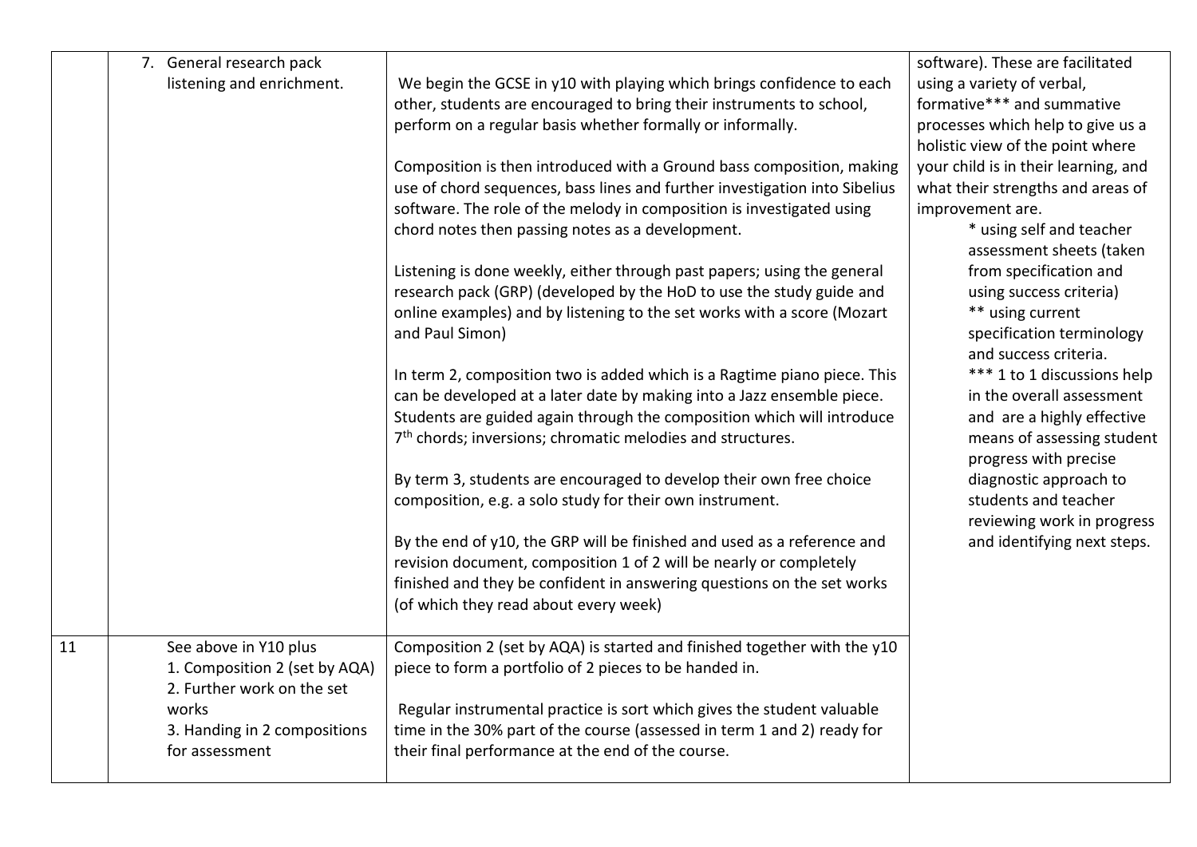|  |  |  |  |
|---|---|---|---|
|  | 7. General research pack listening and enrichment. | We begin the GCSE in y10 with playing which brings confidence to each other, students are encouraged to bring their instruments to school, perform on a regular basis whether formally or informally.<br><br>Composition is then introduced with a Ground bass composition, making use of chord sequences, bass lines and further investigation into Sibelius software. The role of the melody in composition is investigated using chord notes then passing notes as a development.<br><br>Listening is done weekly, either through past papers; using the general research pack (GRP) (developed by the HoD to use the study guide and online examples) and by listening to the set works with a score (Mozart and Paul Simon)<br><br>In term 2, composition two is added which is a Ragtime piano piece. This can be developed at a later date by making into a Jazz ensemble piece. Students are guided again through the composition which will introduce 7th chords; inversions; chromatic melodies and structures.<br><br>By term 3, students are encouraged to develop their own free choice composition, e.g. a solo study for their own instrument.<br><br>By the end of y10, the GRP will be finished and used as a reference and revision document, composition 1 of 2 will be nearly or completely finished and they be confident in answering questions on the set works (of which they read about every week) | software). These are facilitated using a variety of verbal, formative*** and summative processes which help to give us a holistic view of the point where your child is in their learning, and what their strengths and areas of improvement are.<br>* using self and teacher assessment sheets (taken from specification and using success criteria)<br>** using current specification terminology and success criteria.<br>*** 1 to 1 discussions help in the overall assessment and are a highly effective means of assessing student progress with precise diagnostic approach to students and teacher reviewing work in progress and identifying next steps. |
| 11 | See above in Y10 plus<br>1. Composition 2 (set by AQA)<br>2. Further work on the set works<br>3. Handing in 2 compositions for assessment | Composition 2 (set by AQA) is started and finished together with the y10 piece to form a portfolio of 2 pieces to be handed in.<br><br>Regular instrumental practice is sort which gives the student valuable time in the 30% part of the course (assessed in term 1 and 2) ready for their final performance at the end of the course. |  |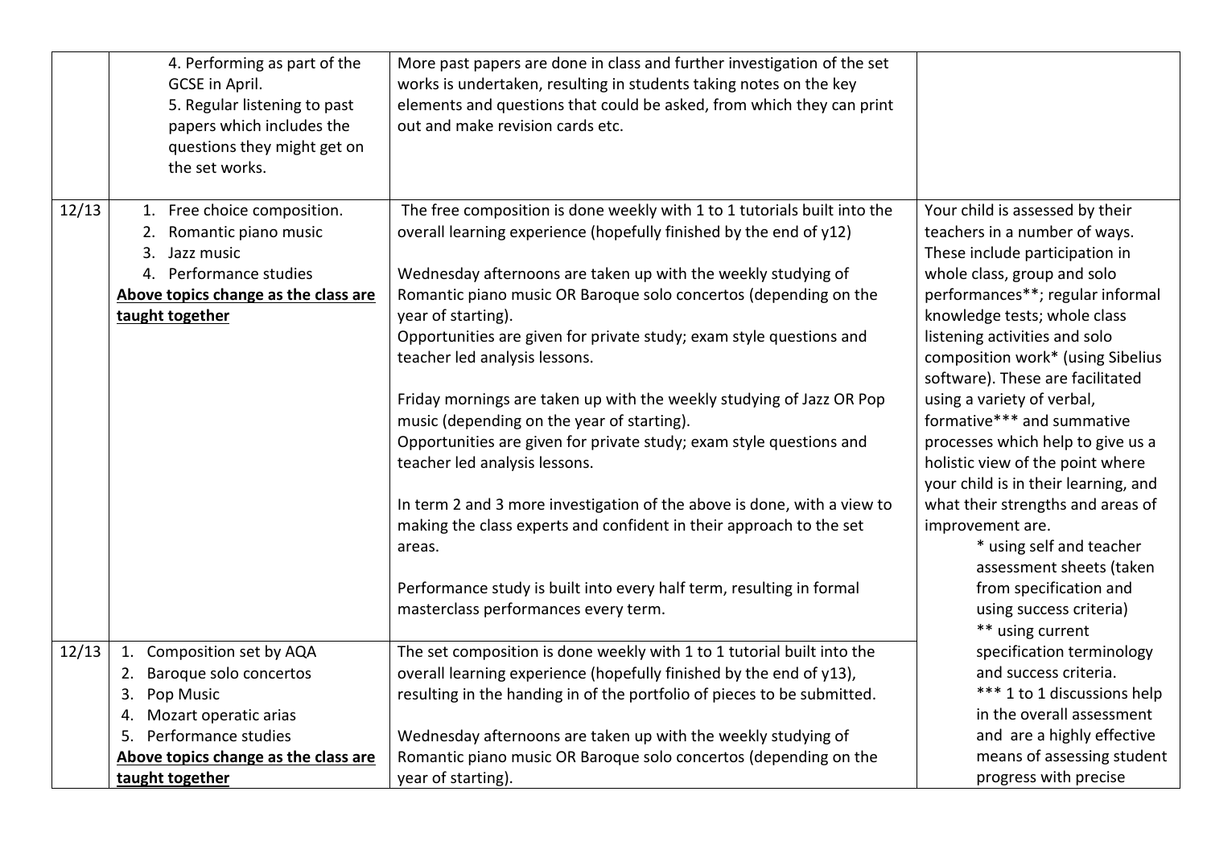| | | | |
|---|---|---|---|
| | 4. Performing as part of the GCSE in April.<br>5. Regular listening to past papers which includes the questions they might get on the set works. | More past papers are done in class and further investigation of the set works is undertaken, resulting in students taking notes on the key elements and questions that could be asked, from which they can print out and make revision cards etc. | |
| 12/13 | 1. Free choice composition.<br>2. Romantic piano music<br>3. Jazz music<br>4. Performance studies<br>**<u>Above topics change as the class are taught together</u>** | The free composition is done weekly with 1 to 1 tutorials built into the overall learning experience (hopefully finished by the end of y12)<br><br>Wednesday afternoons are taken up with the weekly studying of Romantic piano music OR Baroque solo concertos (depending on the year of starting).<br>Opportunities are given for private study; exam style questions and teacher led analysis lessons.<br><br>Friday mornings are taken up with the weekly studying of Jazz OR Pop music (depending on the year of starting).<br>Opportunities are given for private study; exam style questions and teacher led analysis lessons.<br><br>In term 2 and 3 more investigation of the above is done, with a view to making the class experts and confident in their approach to the set areas.<br><br>Performance study is built into every half term, resulting in formal masterclass performances every term. | Your child is assessed by their teachers in a number of ways. These include participation in whole class, group and solo performances**; regular informal knowledge tests; whole class listening activities and solo composition work* (using Sibelius software). These are facilitated using a variety of verbal, formative*** and summative processes which help to give us a holistic view of the point where your child is in their learning, and what their strengths and areas of improvement are.<br>* using self and teacher assessment sheets (taken from specification and using success criteria)<br>** using current specification terminology and success criteria.<br>*** 1 to 1 discussions help in the overall assessment and are a highly effective means of assessing student progress with precise |
| 12/13 | 1. Composition set by AQA<br>2. Baroque solo concertos<br>3. Pop Music<br>4. Mozart operatic arias<br>5. Performance studies<br>**<u>Above topics change as the class are taught together</u>** | The set composition is done weekly with 1 to 1 tutorial built into the overall learning experience (hopefully finished by the end of y13), resulting in the handing in of the portfolio of pieces to be submitted.<br><br>Wednesday afternoons are taken up with the weekly studying of Romantic piano music OR Baroque solo concertos (depending on the year of starting). | |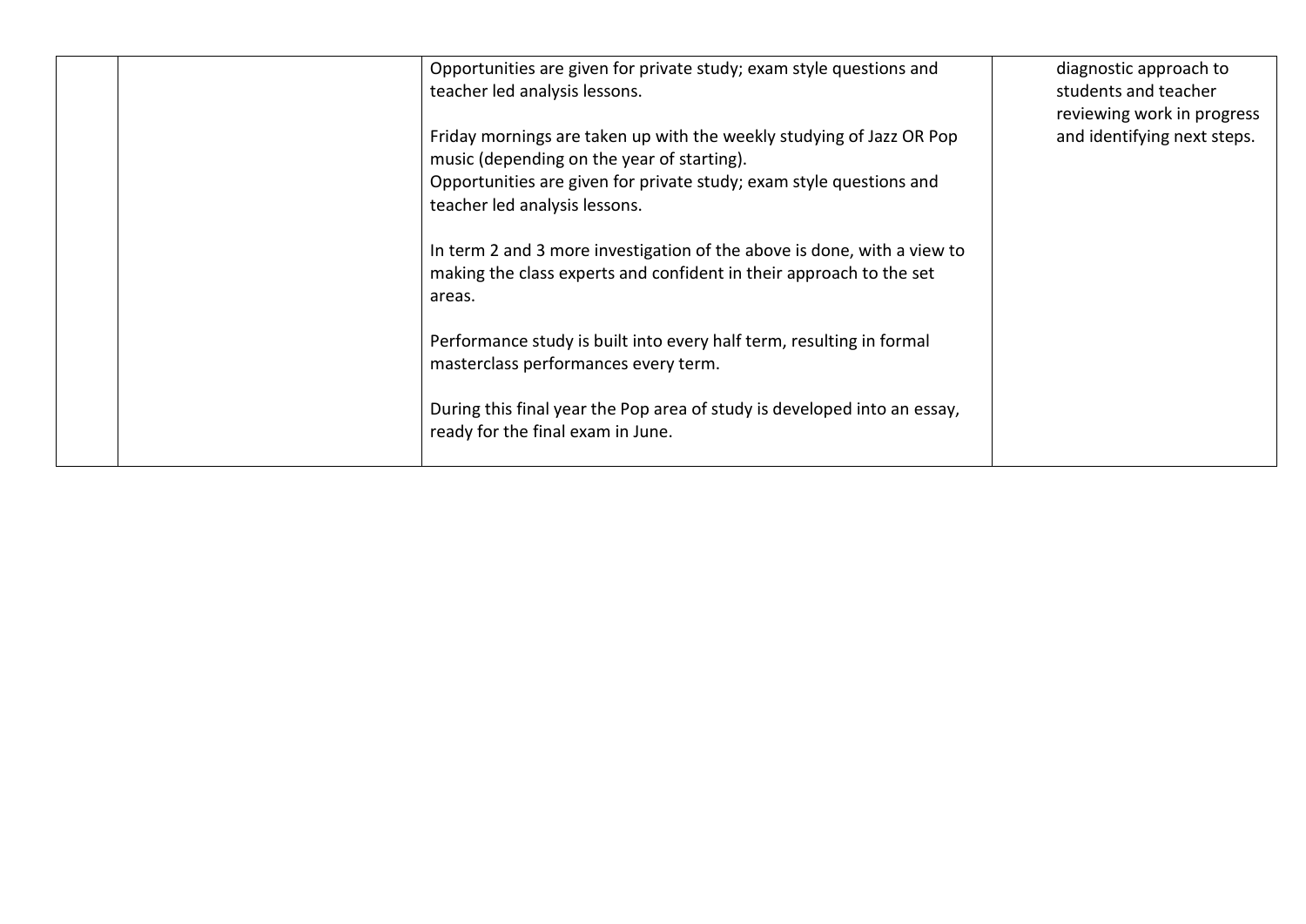| | | | |
|---|---|---|---|
| | | Opportunities are given for private study; exam style questions and teacher led analysis lessons.<br><br>Friday mornings are taken up with the weekly studying of Jazz OR Pop music (depending on the year of starting).<br>Opportunities are given for private study; exam style questions and teacher led analysis lessons.<br><br>In term 2 and 3 more investigation of the above is done, with a view to making the class experts and confident in their approach to the set areas.<br><br>Performance study is built into every half term, resulting in formal masterclass performances every term.<br><br>During this final year the Pop area of study is developed into an essay, ready for the final exam in June. | diagnostic approach to students and teacher reviewing work in progress and identifying next steps. |